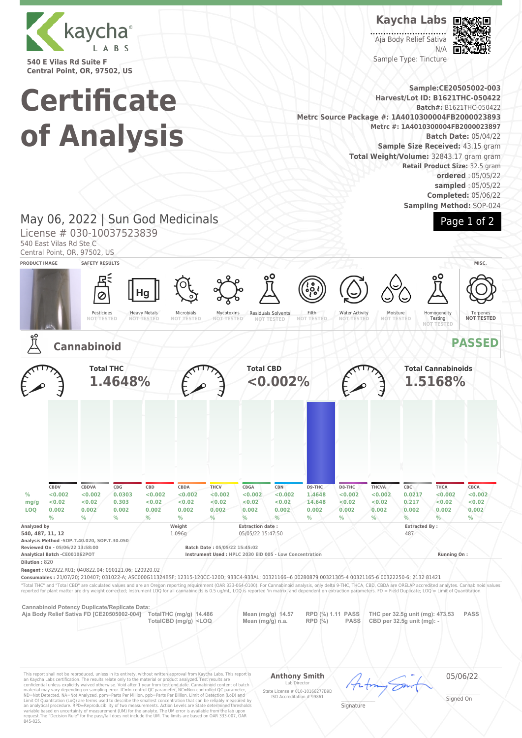kaycha LABS

540 E Vilas Rd Suite F
Central Point, OR, 97502, US

**Kaycha Labs**

Aja Body Relief Sativa
N/A
Sample Type: Tincture

# Certificate of Analysis

**Sample:CE20505002-003**
**Harvest/Lot ID: B1621THC-050422**
**Batch#:** B1621THC-050422
**Metrc Source Package #: 1A4010300004FB2000023893**
**Metrc #: 1A4010300004FB2000023897**
**Batch Date:** 05/04/22
**Sample Size Received:** 43.15 gram
**Total Weight/Volume:** 32843.17 gram gram
**Retail Product Size:** 32.5 gram
**ordered** : 05/05/22
**sampled** : 05/05/22
**Completed:** 05/06/22
**Sampling Method:** SOP-024

May 06, 2022 | Sun God Medicinals
License # 030-10037523839
540 East Vilas Rd Ste C
Central Point, OR, 97502, US

**PRODUCT IMAGE** | **SAFETY RESULTS** | **MISC.**

| Pesticides | Heavy Metals | Microbials | Mycotoxins | Residuals Solvents | Filth | Water Activity | Moisture | Homogeneity Testing | Terpenes |
|---|---|---|---|---|---|---|---|---|---|
| NOT TESTED | NOT TESTED | NOT TESTED | NOT TESTED | NOT TESTED | NOT TESTED | NOT TESTED | NOT TESTED | NOT TESTED | NOT TESTED |

## Cannabinoid

**PASSED**

**Total THC** 1.4648%

**Total CBD** <0.002%

**Total Cannabinoids** 1.5168%

| | CBDV | CBDVA | CBG | CBD | CBDA | THCV | CBGA | CBN | D9-THC | D8-THC | THCVA | CBC | THCA | CBCA |
|---|---|---|---|---|---|---|---|---|---|---|---|---|---|---|
| % | <0.002 | <0.002 | 0.0303 | <0.002 | <0.002 | <0.002 | <0.002 | <0.002 | 1.4648 | <0.002 | <0.002 | 0.0217 | <0.002 | <0.002 |
| mg/g | <0.02 | <0.02 | 0.303 | <0.02 | <0.02 | <0.02 | <0.02 | <0.02 | 14.648 | <0.02 | <0.02 | 0.217 | <0.02 | <0.02 |
| LOQ | 0.002 % | 0.002 % | 0.002 % | 0.002 % | 0.002 % | 0.002 % | 0.002 % | 0.002 % | 0.002 % | 0.002 % | 0.002 % | 0.002 % | 0.002 % | 0.002 % |

**Analyzed by** 540, 487, 11, 12 | **Weight** 1.096g | **Extraction date :** 05/05/22 15:47:50 | **Extracted By :** 487

**Analysis Method** -SOP.T.40.020, SOP.T.30.050
**Reviewed On** - 05/06/22 13:58:00 | **Batch Date :** 05/05/22 15:45:02
**Analytical Batch** -CE001062POT | **Instrument Used :** HPLC 2030 EID 005 - Low Concentration | **Running On :**
**Dilution :** 820
**Reagent :** 032922.R01; 040822.04; 090121.06; 120920.02
**Consumables :** 21/07/20; 210407; 031022-A; ASC000G11324BSF; 12315-120CC-120D; 933C4-933AL; 00321166--6 00280879 00321305-4 00321165-6 00322250-6; 2132 81421

"Total THC" and "Total CBD" are calculated values and are an Oregon reporting requirement (OAR 333-064-0100). For Cannabinoid analysis, only delta 9-THC, THCA, CBD, CBDA are ORELAP accredited analytes. Cannabinoid values reported for plant matter are dry weight corrected; Instrument LOQ for all cannabinoids is 0.5 ug/mL, LOQ is reported 'in matrix' and dependent on extraction parameters. FD = Field Duplicate; LOQ = Limit of Quantitation.

**Cannabinoid Potency Duplicate/Replicate Data:**

| Aja Body Relief Sativa FD [CE20505002-004] | TotalTHC (mg/g) 14.486 | Mean (mg/g) 14.57 | RPD (%) 1.11 PASS | THC per 32.5g unit (mg): 473.53 | PASS |
|---|---|---|---|---|---|
| | TotalCBD (mg/g) <LOQ | Mean (mg/g) n.a. | RPD (%) PASS | CBD per 32.5g unit (mg): - | |

This report shall not be reproduced, unless in its entirety, without written approval from Kaycha Labs. This report is an Kaycha Labs certification. The results relate only to the material or product analyzed. Test results are confidential unless explicitly waived otherwise. Void after 1 year from test end date. Cannabinoid content of batch material may vary depending on sampling error. IC=In-control QC parameter, NC=Non-controlled QC parameter, ND=Not Detected, NA=Not Analyzed, ppm=Parts Per Million, ppb=Parts Per Billion. Limit of Detection (LoD) and Limit Of Quantitation (LoQ) are terms used to describe the smallest concentration that can be reliably measured by an analytical procedure. RPD=Reproducibility of two measurements. Action Levels are State determined thresholds variable based on uncertainty of measurement (UM) for the analyte. The UM error is available from the lab upon request.The "Decision Rule" for the pass/fail does not include the UM. The limits are based on OAR 333-007, OAR 845-025.

**Anthony Smith**
Lab Director
State License # 010-10166277B9D
ISO Accreditation # 99861

Signature

05/06/22
Signed On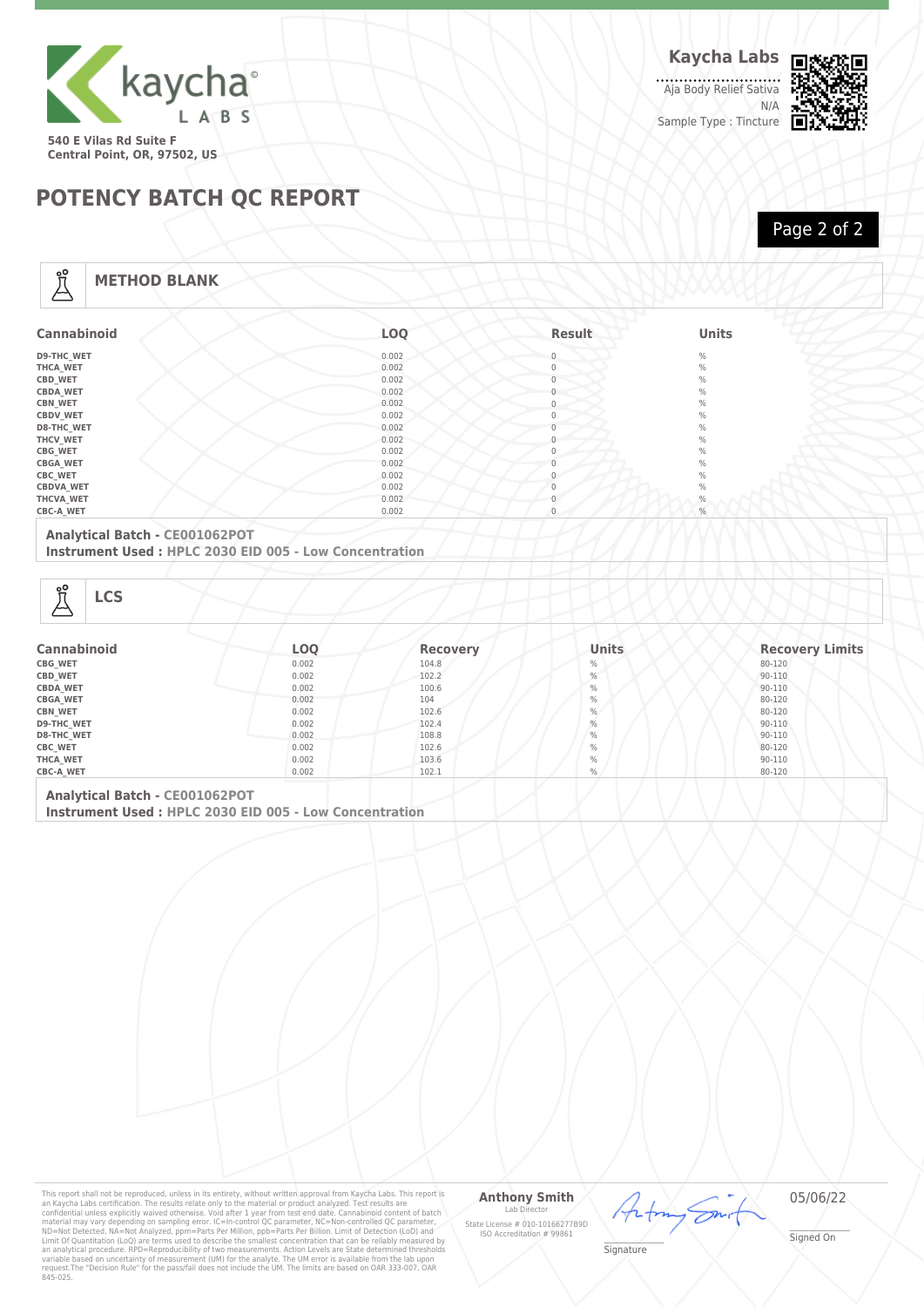540 E Vilas Rd Suite F
Central Point, OR, 97502, US

**Kaycha Labs**

Aja Body Relief Sativa
N/A
Sample Type : Tincture

# POTENCY BATCH QC REPORT

## METHOD BLANK

| Cannabinoid | LOQ | Result | Units |
|---|---|---|---|
| D9-THC_WET | 0.002 | 0 | % |
| THCA_WET | 0.002 | 0 | % |
| CBD_WET | 0.002 | 0 | % |
| CBDA_WET | 0.002 | 0 | % |
| CBN_WET | 0.002 | 0 | % |
| CBDV_WET | 0.002 | 0 | % |
| D8-THC_WET | 0.002 | 0 | % |
| THCV_WET | 0.002 | 0 | % |
| CBG_WET | 0.002 | 0 | % |
| CBGA_WET | 0.002 | 0 | % |
| CBC_WET | 0.002 | 0 | % |
| CBDVA_WET | 0.002 | 0 | % |
| THCVA_WET | 0.002 | 0 | % |
| CBC-A_WET | 0.002 | 0 | % |

**Analytical Batch -** CE001062POT
**Instrument Used :** HPLC 2030 EID 005 - Low Concentration

## LCS

| Cannabinoid | LOQ | Recovery | Units | Recovery Limits |
|---|---|---|---|---|
| CBG_WET | 0.002 | 104.8 | % | 80-120 |
| CBD_WET | 0.002 | 102.2 | % | 90-110 |
| CBDA_WET | 0.002 | 100.6 | % | 90-110 |
| CBGA_WET | 0.002 | 104 | % | 80-120 |
| CBN_WET | 0.002 | 102.6 | % | 80-120 |
| D9-THC_WET | 0.002 | 102.4 | % | 90-110 |
| D8-THC_WET | 0.002 | 108.8 | % | 90-110 |
| CBC_WET | 0.002 | 102.6 | % | 80-120 |
| THCA_WET | 0.002 | 103.6 | % | 90-110 |
| CBC-A_WET | 0.002 | 102.1 | % | 80-120 |

**Analytical Batch -** CE001062POT
**Instrument Used :** HPLC 2030 EID 005 - Low Concentration

This report shall not be reproduced, unless in its entirety, without written approval from Kaycha Labs. This report is an Kaycha Labs certification. The results relate only to the material or product analyzed. Test results are confidential unless explicitly waived otherwise. Void after 1 year from test end date. Cannabinoid content of batch material may vary depending on sampling error. IC=In-control QC parameter, NC=Non-controlled QC parameter, ND=Not Detected, NA=Not Analyzed, ppm=Parts Per Million, ppb=Parts Per Billion. Limit of Detection (LoD) and Limit Of Quantitation (LoQ) are terms used to describe the smallest concentration that can be reliably measured by an analytical procedure. RPD=Reproducibility of two measurements. Action Levels are State determined thresholds variable based on uncertainty of measurement (UM) for the analyte. The UM error is available from the lab upon request.The "Decision Rule" for the pass/fail does not include the UM. The limits are based on OAR 333-007, OAR 845-025.

**Anthony Smith**
Lab Director
State License # 010-10166277B9D
ISO Accreditation # 99861

Signature

05/06/22
Signed On